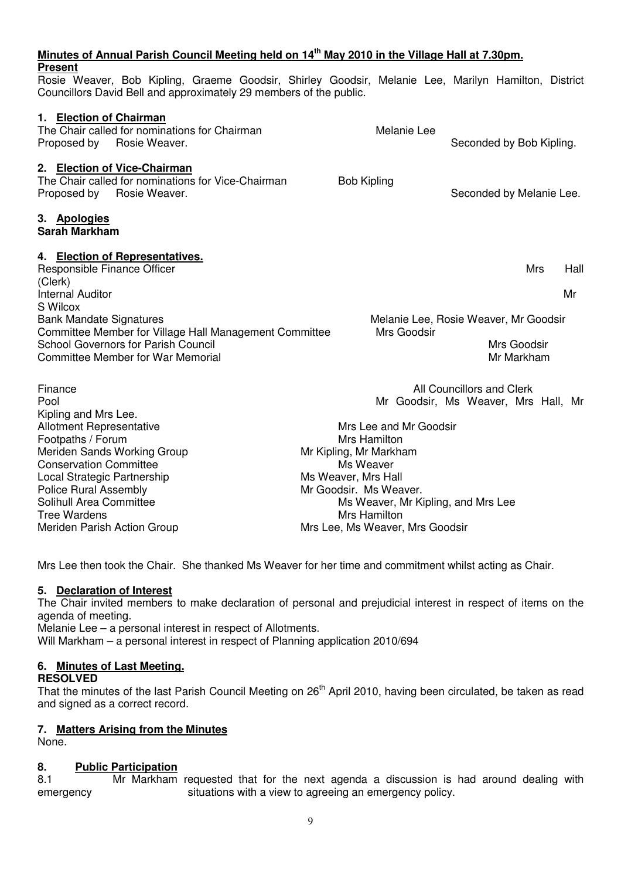## Minutes of Annual Parish Council Meeting held on 14th May 2010 in the Village Hall at 7.30pm.

**Present**

Rosie Weaver, Bob Kipling, Graeme Goodsir, Shirley Goodsir, Melanie Lee, Marilyn Hamilton, District Councillors David Bell and approximately 29 members of the public.

### 1. Election of Chairman

The Chair called for nominations for Chairman — Melanie Lee

Proposed by Rosie Weaver. Seconded by Bob Kipling.

### 2. Election of Vice-Chairman

The Chair called for nominations for Vice-Chairman — Bob Kipling

Proposed by Rosie Weaver. Seconded by Melanie Lee.

### 3. Apologies

**Sarah Markham**

### 4. Election of Representatives.

| Role | Representative |
|---|---|
| Responsible Finance Officer (Clerk) | Mrs Hall |
| Internal Auditor | Mr S Wilcox |
| Bank Mandate Signatures | Melanie Lee, Rosie Weaver, Mr Goodsir |
| Committee Member for Village Hall Management Committee | Mrs Goodsir |
| School Governors for Parish Council | Mrs Goodsir |
| Committee Member for War Memorial | Mr Markham |
| Finance | All Councillors and Clerk |
| Pool | Mr Goodsir, Ms Weaver, Mrs Hall, Mr Kipling and Mrs Lee. |
| Allotment Representative | Mrs Lee and Mr Goodsir |
| Footpaths / Forum | Mrs Hamilton |
| Meriden Sands Working Group | Mr Kipling, Mr Markham |
| Conservation Committee | Ms Weaver |
| Local Strategic Partnership | Ms Weaver, Mrs Hall |
| Police Rural Assembly | Mr Goodsir. Ms Weaver. |
| Solihull Area Committee | Ms Weaver, Mr Kipling, and Mrs Lee |
| Tree Wardens | Mrs Hamilton |
| Meriden Parish Action Group | Mrs Lee, Ms Weaver, Mrs Goodsir |

Mrs Lee then took the Chair. She thanked Ms Weaver for her time and commitment whilst acting as Chair.

### 5. Declaration of Interest

The Chair invited members to make declaration of personal and prejudicial interest in respect of items on the agenda of meeting.

Melanie Lee – a personal interest in respect of Allotments.

Will Markham – a personal interest in respect of Planning application 2010/694

### 6. Minutes of Last Meeting.

**RESOLVED**

That the minutes of the last Parish Council Meeting on 26th April 2010, having been circulated, be taken as read and signed as a correct record.

### 7. Matters Arising from the Minutes

None.

### 8. Public Participation

8.1 Mr Markham requested that for the next agenda a discussion is had around dealing with emergency situations with a view to agreeing an emergency policy.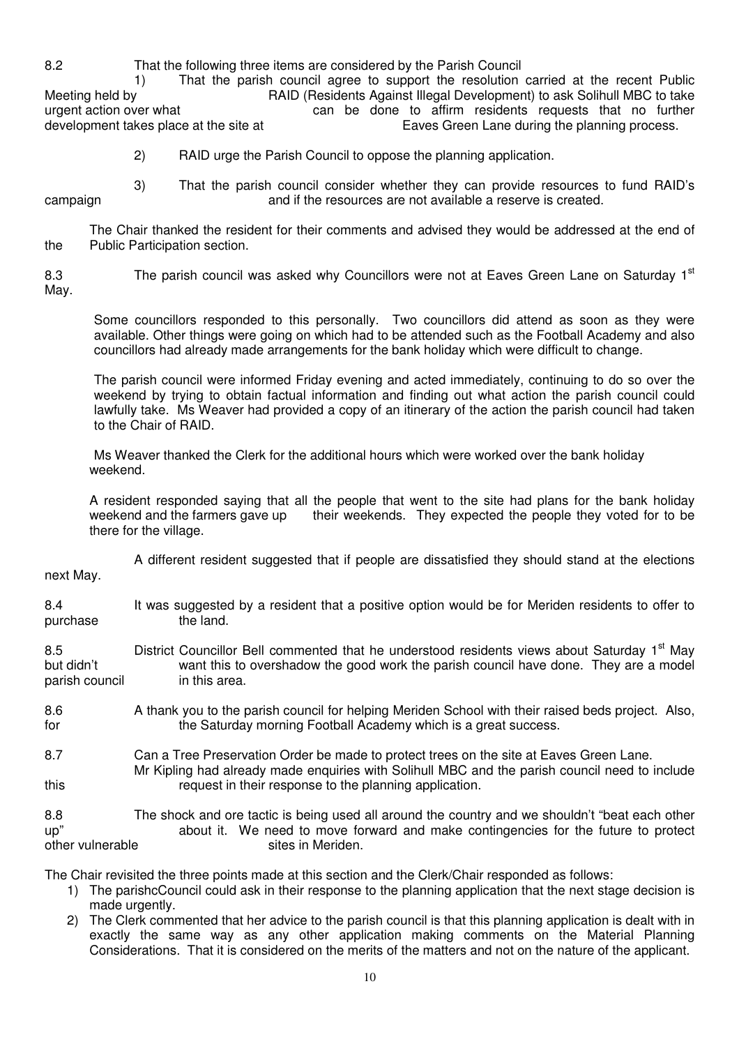8.2 That the following three items are considered by the Parish Council

1) That the parish council agree to support the resolution carried at the recent Public Meeting held by RAID (Residents Against Illegal Development) to ask Solihull MBC to take urgent action over what can be done to affirm residents requests that no further development takes place at the site at Eaves Green Lane during the planning process.

2) RAID urge the Parish Council to oppose the planning application.

3) That the parish council consider whether they can provide resources to fund RAID's campaign and if the resources are not available a reserve is created.

The Chair thanked the resident for their comments and advised they would be addressed at the end of the Public Participation section.

8.3 The parish council was asked why Councillors were not at Eaves Green Lane on Saturday 1st May.

Some councillors responded to this personally. Two councillors did attend as soon as they were available. Other things were going on which had to be attended such as the Football Academy and also councillors had already made arrangements for the bank holiday which were difficult to change.

The parish council were informed Friday evening and acted immediately, continuing to do so over the weekend by trying to obtain factual information and finding out what action the parish council could lawfully take. Ms Weaver had provided a copy of an itinerary of the action the parish council had taken to the Chair of RAID.

Ms Weaver thanked the Clerk for the additional hours which were worked over the bank holiday weekend.

A resident responded saying that all the people that went to the site had plans for the bank holiday weekend and the farmers gave up their weekends. They expected the people they voted for to be there for the village.

A different resident suggested that if people are dissatisfied they should stand at the elections next May.

8.4 It was suggested by a resident that a positive option would be for Meriden residents to offer to purchase the land.

8.5 District Councillor Bell commented that he understood residents views about Saturday 1st May but didn't want this to overshadow the good work the parish council have done. They are a model parish council in this area.

8.6 A thank you to the parish council for helping Meriden School with their raised beds project. Also, for the Saturday morning Football Academy which is a great success.

8.7 Can a Tree Preservation Order be made to protect trees on the site at Eaves Green Lane. Mr Kipling had already made enquiries with Solihull MBC and the parish council need to include this request in their response to the planning application.

8.8 The shock and ore tactic is being used all around the country and we shouldn't "beat each other up" about it. We need to move forward and make contingencies for the future to protect other vulnerable sites in Meriden.

The Chair revisited the three points made at this section and the Clerk/Chair responded as follows:

1) The parishcCouncil could ask in their response to the planning application that the next stage decision is made urgently.
2) The Clerk commented that her advice to the parish council is that this planning application is dealt with in exactly the same way as any other application making comments on the Material Planning Considerations. That it is considered on the merits of the matters and not on the nature of the applicant.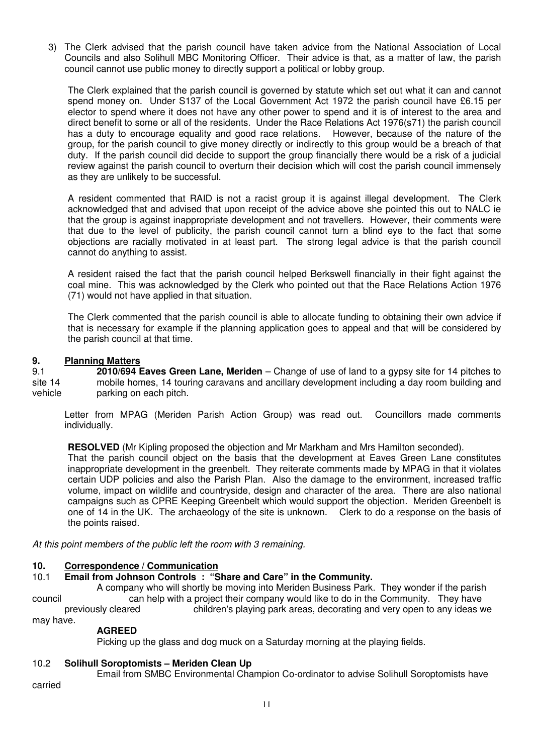3) The Clerk advised that the parish council have taken advice from the National Association of Local Councils and also Solihull MBC Monitoring Officer. Their advice is that, as a matter of law, the parish council cannot use public money to directly support a political or lobby group.

   The Clerk explained that the parish council is governed by statute which set out what it can and cannot spend money on. Under S137 of the Local Government Act 1972 the parish council have £6.15 per elector to spend where it does not have any other power to spend and it is of interest to the area and direct benefit to some or all of the residents. Under the Race Relations Act 1976(s71) the parish council has a duty to encourage equality and good race relations. However, because of the nature of the group, for the parish council to give money directly or indirectly to this group would be a breach of that duty. If the parish council did decide to support the group financially there would be a risk of a judicial review against the parish council to overturn their decision which will cost the parish council immensely as they are unlikely to be successful.

   A resident commented that RAID is not a racist group it is against illegal development. The Clerk acknowledged that and advised that upon receipt of the advice above she pointed this out to NALC ie that the group is against inappropriate development and not travellers. However, their comments were that due to the level of publicity, the parish council cannot turn a blind eye to the fact that some objections are racially motivated in at least part. The strong legal advice is that the parish council cannot do anything to assist.

   A resident raised the fact that the parish council helped Berkswell financially in their fight against the coal mine. This was acknowledged by the Clerk who pointed out that the Race Relations Action 1976 (71) would not have applied in that situation.

   The Clerk commented that the parish council is able to allocate funding to obtaining their own advice if that is necessary for example if the planning application goes to appeal and that will be considered by the parish council at that time.

## 9. Planning Matters

9.1 site 14 vehicle — **2010/694 Eaves Green Lane, Meriden** – Change of use of land to a gypsy site for 14 pitches to mobile homes, 14 touring caravans and ancillary development including a day room building and parking on each pitch.

Letter from MPAG (Meriden Parish Action Group) was read out. Councillors made comments individually.

**RESOLVED** (Mr Kipling proposed the objection and Mr Markham and Mrs Hamilton seconded).
That the parish council object on the basis that the development at Eaves Green Lane constitutes inappropriate development in the greenbelt. They reiterate comments made by MPAG in that it violates certain UDP policies and also the Parish Plan. Also the damage to the environment, increased traffic volume, impact on wildlife and countryside, design and character of the area. There are also national campaigns such as CPRE Keeping Greenbelt which would support the objection. Meriden Greenbelt is one of 14 in the UK. The archaeology of the site is unknown. Clerk to do a response on the basis of the points raised.

*At this point members of the public left the room with 3 remaining.*

## 10. Correspondence / Communication

**10.1 Email from Johnson Controls : "Share and Care" in the Community.**

A company who will shortly be moving into Meriden Business Park. They wonder if the parish council can help with a project their company would like to do in the Community. They have previously cleared children's playing park areas, decorating and very open to any ideas we may have.

**AGREED**

Picking up the glass and dog muck on a Saturday morning at the playing fields.

**10.2 Solihull Soroptomists – Meriden Clean Up**

Email from SMBC Environmental Champion Co-ordinator to advise Solihull Soroptomists have carried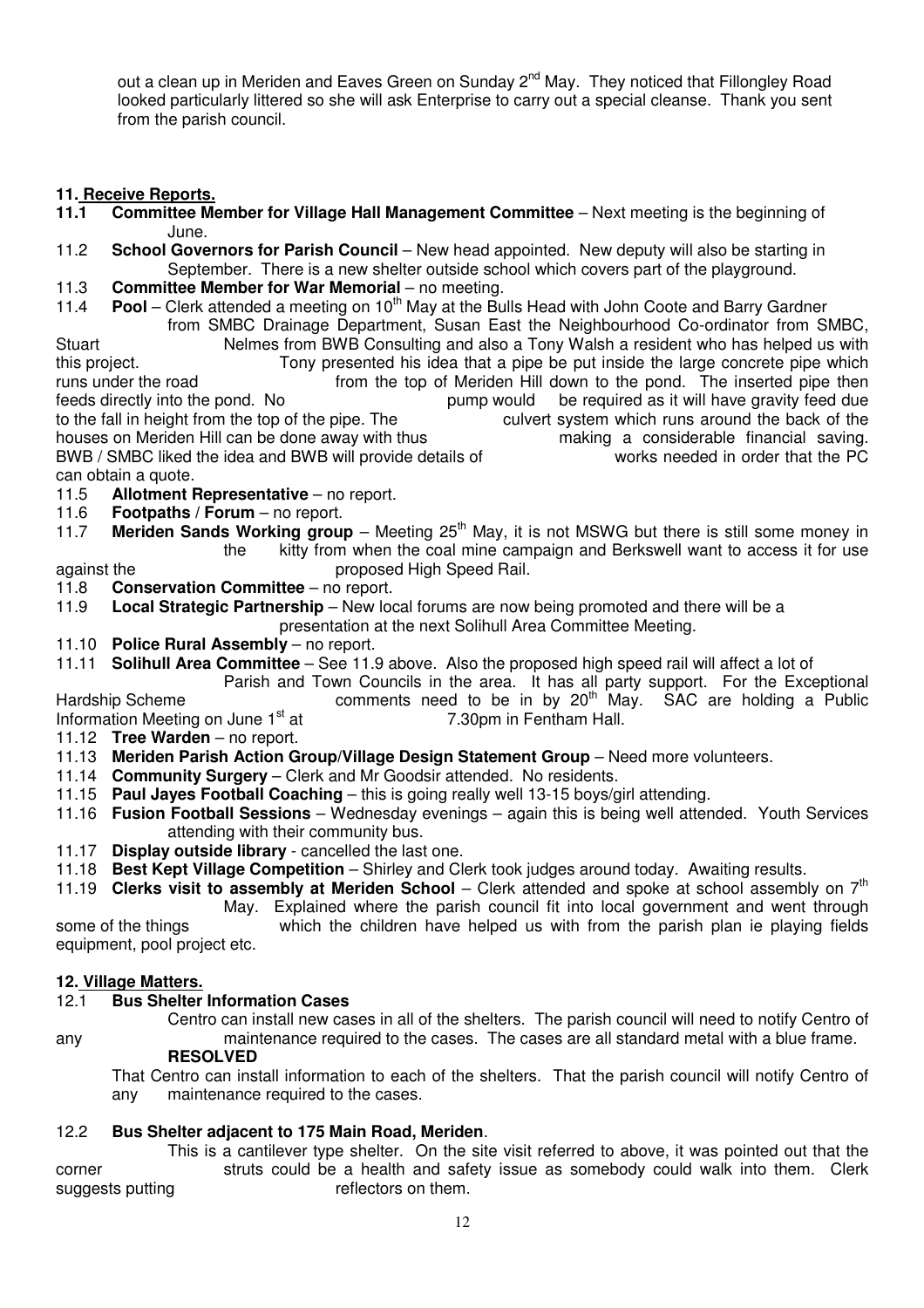out a clean up in Meriden and Eaves Green on Sunday 2nd May. They noticed that Fillongley Road looked particularly littered so she will ask Enterprise to carry out a special cleanse. Thank you sent from the parish council.

## 11. Receive Reports.

**11.1 Committee Member for Village Hall Management Committee** – Next meeting is the beginning of June.

11.2 **School Governors for Parish Council** – New head appointed. New deputy will also be starting in September. There is a new shelter outside school which covers part of the playground.

11.3 **Committee Member for War Memorial** – no meeting.

11.4 **Pool** – Clerk attended a meeting on 10th May at the Bulls Head with John Coote and Barry Gardner from SMBC Drainage Department, Susan East the Neighbourhood Co-ordinator from SMBC, Stuart Nelmes from BWB Consulting and also a Tony Walsh a resident who has helped us with this project. Tony presented his idea that a pipe be put inside the large concrete pipe which runs under the road from the top of Meriden Hill down to the pond. The inserted pipe then feeds directly into the pond. No pump would be required as it will have gravity feed due to the fall in height from the top of the pipe. The culvert system which runs around the back of the houses on Meriden Hill can be done away with thus making a considerable financial saving. BWB / SMBC liked the idea and BWB will provide details of works needed in order that the PC can obtain a quote.

11.5 **Allotment Representative** – no report.

11.6 **Footpaths / Forum** – no report.

11.7 **Meriden Sands Working group** – Meeting 25th May, it is not MSWG but there is still some money in the kitty from when the coal mine campaign and Berkswell want to access it for use against the proposed High Speed Rail.

11.8 **Conservation Committee** – no report.

11.9 **Local Strategic Partnership** – New local forums are now being promoted and there will be a presentation at the next Solihull Area Committee Meeting.

11.10 **Police Rural Assembly** – no report.

11.11 **Solihull Area Committee** – See 11.9 above. Also the proposed high speed rail will affect a lot of Parish and Town Councils in the area. It has all party support. For the Exceptional Hardship Scheme comments need to be in by 20th May. SAC are holding a Public Information Meeting on June 1st at 7.30pm in Fentham Hall.

11.12 **Tree Warden** – no report.

11.13 **Meriden Parish Action Group/Village Design Statement Group** – Need more volunteers.

11.14 **Community Surgery** – Clerk and Mr Goodsir attended. No residents.

11.15 **Paul Jayes Football Coaching** – this is going really well 13-15 boys/girl attending.

11.16 **Fusion Football Sessions** – Wednesday evenings – again this is being well attended. Youth Services attending with their community bus.

11.17 **Display outside library** - cancelled the last one.

11.18 **Best Kept Village Competition** – Shirley and Clerk took judges around today. Awaiting results.

11.19 **Clerks visit to assembly at Meriden School** – Clerk attended and spoke at school assembly on 7th May. Explained where the parish council fit into local government and went through some of the things which the children have helped us with from the parish plan ie playing fields equipment, pool project etc.

## 12. Village Matters.

### 12.1 Bus Shelter Information Cases

Centro can install new cases in all of the shelters. The parish council will need to notify Centro of any maintenance required to the cases. The cases are all standard metal with a blue frame.

**RESOLVED**

That Centro can install information to each of the shelters. That the parish council will notify Centro of any maintenance required to the cases.

### 12.2 Bus Shelter adjacent to 175 Main Road, Meriden.

This is a cantilever type shelter. On the site visit referred to above, it was pointed out that the corner struts could be a health and safety issue as somebody could walk into them. Clerk suggests putting reflectors on them.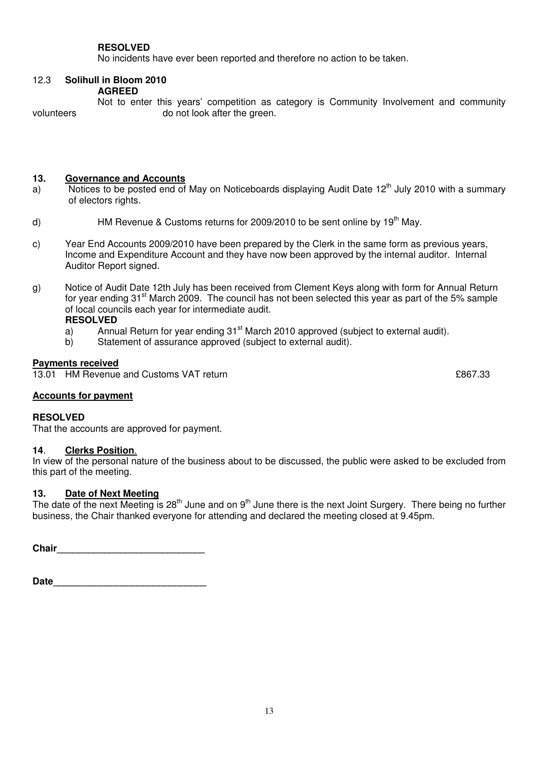**RESOLVED**

No incidents have ever been reported and therefore no action to be taken.

12.3 **Solihull in Bloom 2010**

**AGREED**

Not to enter this years' competition as category is Community Involvement and community volunteers do not look after the green.

## 13. Governance and Accounts

a) Notices to be posted end of May on Noticeboards displaying Audit Date 12th July 2010 with a summary of electors rights.

d) HM Revenue & Customs returns for 2009/2010 to be sent online by 19th May.

c) Year End Accounts 2009/2010 have been prepared by the Clerk in the same form as previous years, Income and Expenditure Account and they have now been approved by the internal auditor. Internal Auditor Report signed.

g) Notice of Audit Date 12th July has been received from Clement Keys along with form for Annual Return for year ending 31st March 2009. The council has not been selected this year as part of the 5% sample of local councils each year for intermediate audit.

**RESOLVED**

a) Annual Return for year ending 31st March 2010 approved (subject to external audit).

b) Statement of assurance approved (subject to external audit).

**Payments received**

13.01 HM Revenue and Customs VAT return £867.33

**Accounts for payment**

**RESOLVED**

That the accounts are approved for payment.

## 14. Clerks Position.

In view of the personal nature of the business about to be discussed, the public were asked to be excluded from this part of the meeting.

## 13. Date of Next Meeting

The date of the next Meeting is 28th June and on 9th June there is the next Joint Surgery. There being no further business, the Chair thanked everyone for attending and declared the meeting closed at 9.45pm.

**Chair**____________________________

**Date**_____________________________